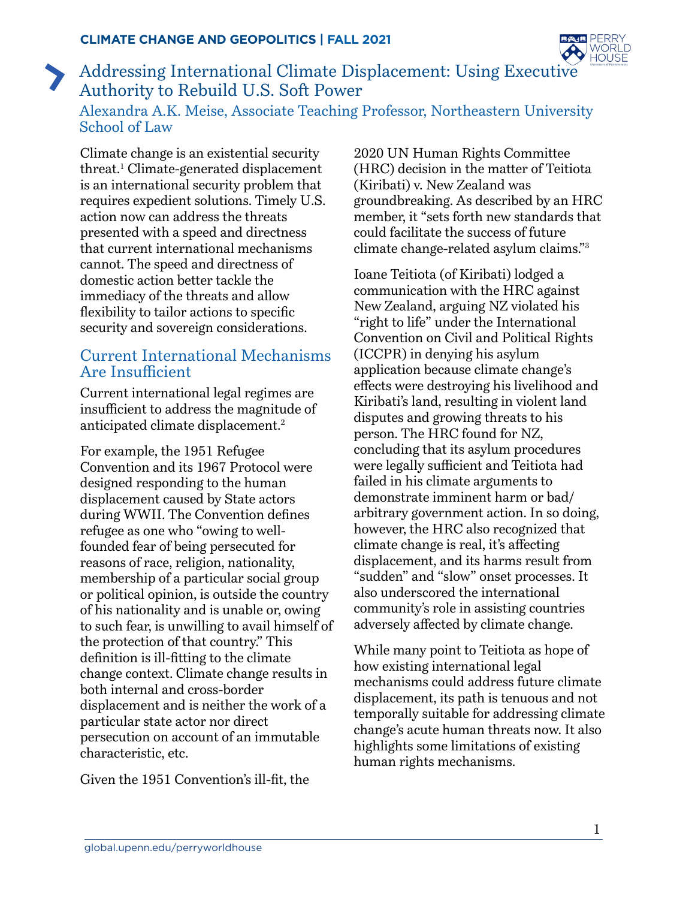# Addressing International Climate Displacement: Using Executive Authority to Rebuild U.S. Soft Power

Alexandra A.K. Meise, Associate Teaching Professor, Northeastern University School of Law

Climate change is an existential security threat.[1] Climate-generated displacement is an international security problem that requires expedient solutions. Timely U.S. action now can address the threats presented with a speed and directness that current international mechanisms cannot. The speed and directness of domestic action better tackle the immediacy of the threats and allow flexibility to tailor actions to specific security and sovereign considerations.

## Current International Mechanisms Are Insufficient

Current international legal regimes are insufficient to address the magnitude of anticipated climate displacement.[2]

For example, the 1951 Refugee Convention and its 1967 Protocol were designed responding to the human displacement caused by State actors during WWII. The Convention defines refugee as one who "owing to well-founded fear of being persecuted for reasons of race, religion, nationality, membership of a particular social group or political opinion, is outside the country of his nationality and is unable or, owing to such fear, is unwilling to avail himself of the protection of that country." This definition is ill-fitting to the climate change context. Climate change results in both internal and cross-border displacement and is neither the work of a particular state actor nor direct persecution on account of an immutable characteristic, etc.

Given the 1951 Convention's ill-fit, the 2020 UN Human Rights Committee (HRC) decision in the matter of Teitiota (Kiribati) v. New Zealand was groundbreaking. As described by an HRC member, it "sets forth new standards that could facilitate the success of future climate change-related asylum claims."[3]

Ioane Teitiota (of Kiribati) lodged a communication with the HRC against New Zealand, arguing NZ violated his "right to life" under the International Convention on Civil and Political Rights (ICCPR) in denying his asylum application because climate change's effects were destroying his livelihood and Kiribati's land, resulting in violent land disputes and growing threats to his person. The HRC found for NZ, concluding that its asylum procedures were legally sufficient and Teitiota had failed in his climate arguments to demonstrate imminent harm or bad/arbitrary government action. In so doing, however, the HRC also recognized that climate change is real, it's affecting displacement, and its harms result from "sudden" and "slow" onset processes. It also underscored the international community's role in assisting countries adversely affected by climate change.

While many point to Teitiota as hope of how existing international legal mechanisms could address future climate displacement, its path is tenuous and not temporally suitable for addressing climate change's acute human threats now. It also highlights some limitations of existing human rights mechanisms.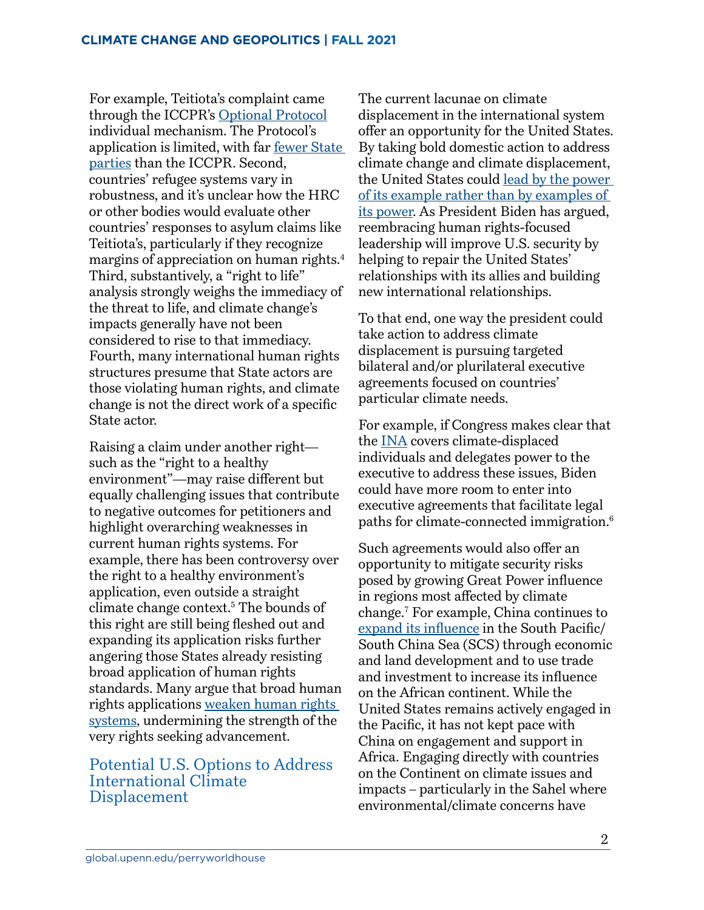For example, Teitiota's complaint came through the ICCPR's Optional Protocol individual mechanism. The Protocol's application is limited, with far fewer State parties than the ICCPR. Second, countries' refugee systems vary in robustness, and it's unclear how the HRC or other bodies would evaluate other countries' responses to asylum claims like Teitiota's, particularly if they recognize margins of appreciation on human rights.[4] Third, substantively, a "right to life" analysis strongly weighs the immediacy of the threat to life, and climate change's impacts generally have not been considered to rise to that immediacy. Fourth, many international human rights structures presume that State actors are those violating human rights, and climate change is not the direct work of a specific State actor.

Raising a claim under another right—such as the "right to a healthy environment"—may raise different but equally challenging issues that contribute to negative outcomes for petitioners and highlight overarching weaknesses in current human rights systems. For example, there has been controversy over the right to a healthy environment's application, even outside a straight climate change context.[5] The bounds of this right are still being fleshed out and expanding its application risks further angering those States already resisting broad application of human rights standards. Many argue that broad human rights applications weaken human rights systems, undermining the strength of the very rights seeking advancement.

## Potential U.S. Options to Address International Climate Displacement

The current lacunae on climate displacement in the international system offer an opportunity for the United States. By taking bold domestic action to address climate change and climate displacement, the United States could lead by the power of its example rather than by examples of its power. As President Biden has argued, reembracing human rights-focused leadership will improve U.S. security by helping to repair the United States' relationships with its allies and building new international relationships.

To that end, one way the president could take action to address climate displacement is pursuing targeted bilateral and/or plurilateral executive agreements focused on countries' particular climate needs.

For example, if Congress makes clear that the INA covers climate-displaced individuals and delegates power to the executive to address these issues, Biden could have more room to enter into executive agreements that facilitate legal paths for climate-connected immigration.[6]

Such agreements would also offer an opportunity to mitigate security risks posed by growing Great Power influence in regions most affected by climate change.[7] For example, China continues to expand its influence in the South Pacific/South China Sea (SCS) through economic and land development and to use trade and investment to increase its influence on the African continent. While the United States remains actively engaged in the Pacific, it has not kept pace with China on engagement and support in Africa. Engaging directly with countries on the Continent on climate issues and impacts – particularly in the Sahel where environmental/climate concerns have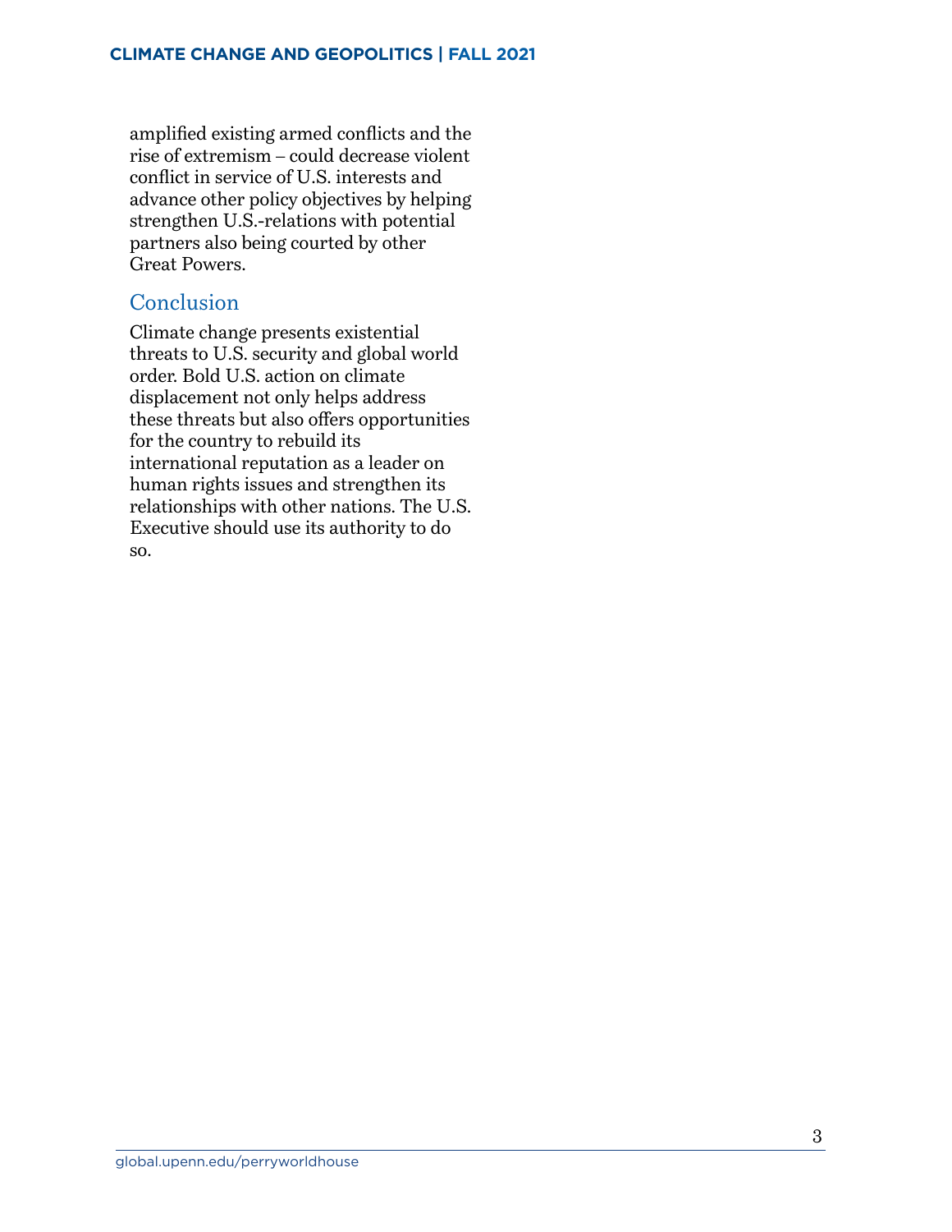amplified existing armed conflicts and the rise of extremism – could decrease violent conflict in service of U.S. interests and advance other policy objectives by helping strengthen U.S.-relations with potential partners also being courted by other Great Powers.

## Conclusion

Climate change presents existential threats to U.S. security and global world order. Bold U.S. action on climate displacement not only helps address these threats but also offers opportunities for the country to rebuild its international reputation as a leader on human rights issues and strengthen its relationships with other nations. The U.S. Executive should use its authority to do so.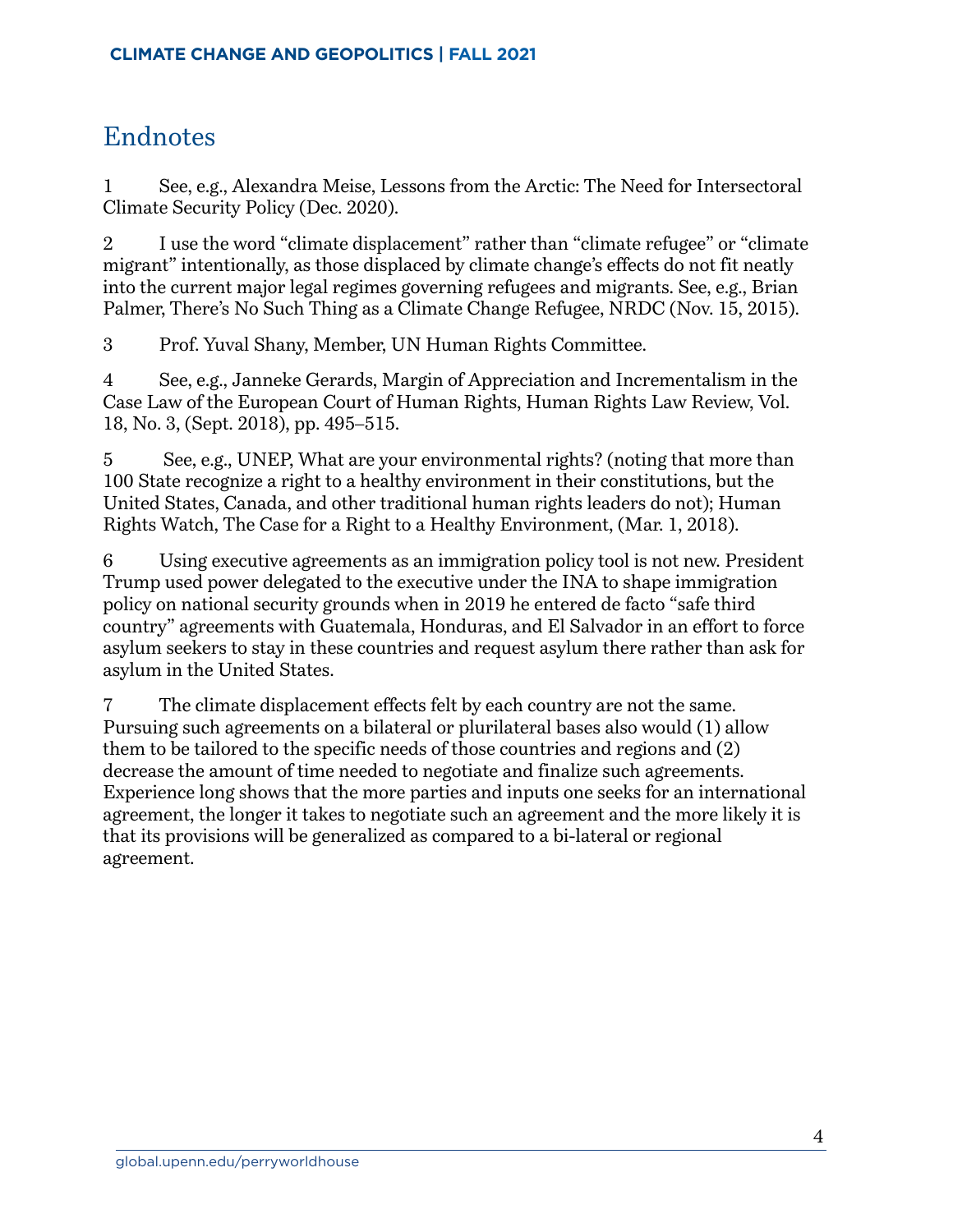# Endnotes

1 See, e.g., Alexandra Meise, Lessons from the Arctic: The Need for Intersectoral Climate Security Policy (Dec. 2020).

2 I use the word "climate displacement" rather than "climate refugee" or "climate migrant" intentionally, as those displaced by climate change's effects do not fit neatly into the current major legal regimes governing refugees and migrants. See, e.g., Brian Palmer, There's No Such Thing as a Climate Change Refugee, NRDC (Nov. 15, 2015).

3 Prof. Yuval Shany, Member, UN Human Rights Committee.

4 See, e.g., Janneke Gerards, Margin of Appreciation and Incrementalism in the Case Law of the European Court of Human Rights, Human Rights Law Review, Vol. 18, No. 3, (Sept. 2018), pp. 495–515.

5 See, e.g., UNEP, What are your environmental rights? (noting that more than 100 State recognize a right to a healthy environment in their constitutions, but the United States, Canada, and other traditional human rights leaders do not); Human Rights Watch, The Case for a Right to a Healthy Environment, (Mar. 1, 2018).

6 Using executive agreements as an immigration policy tool is not new. President Trump used power delegated to the executive under the INA to shape immigration policy on national security grounds when in 2019 he entered de facto "safe third country" agreements with Guatemala, Honduras, and El Salvador in an effort to force asylum seekers to stay in these countries and request asylum there rather than ask for asylum in the United States.

7 The climate displacement effects felt by each country are not the same. Pursuing such agreements on a bilateral or plurilateral bases also would (1) allow them to be tailored to the specific needs of those countries and regions and (2) decrease the amount of time needed to negotiate and finalize such agreements. Experience long shows that the more parties and inputs one seeks for an international agreement, the longer it takes to negotiate such an agreement and the more likely it is that its provisions will be generalized as compared to a bi-lateral or regional agreement.